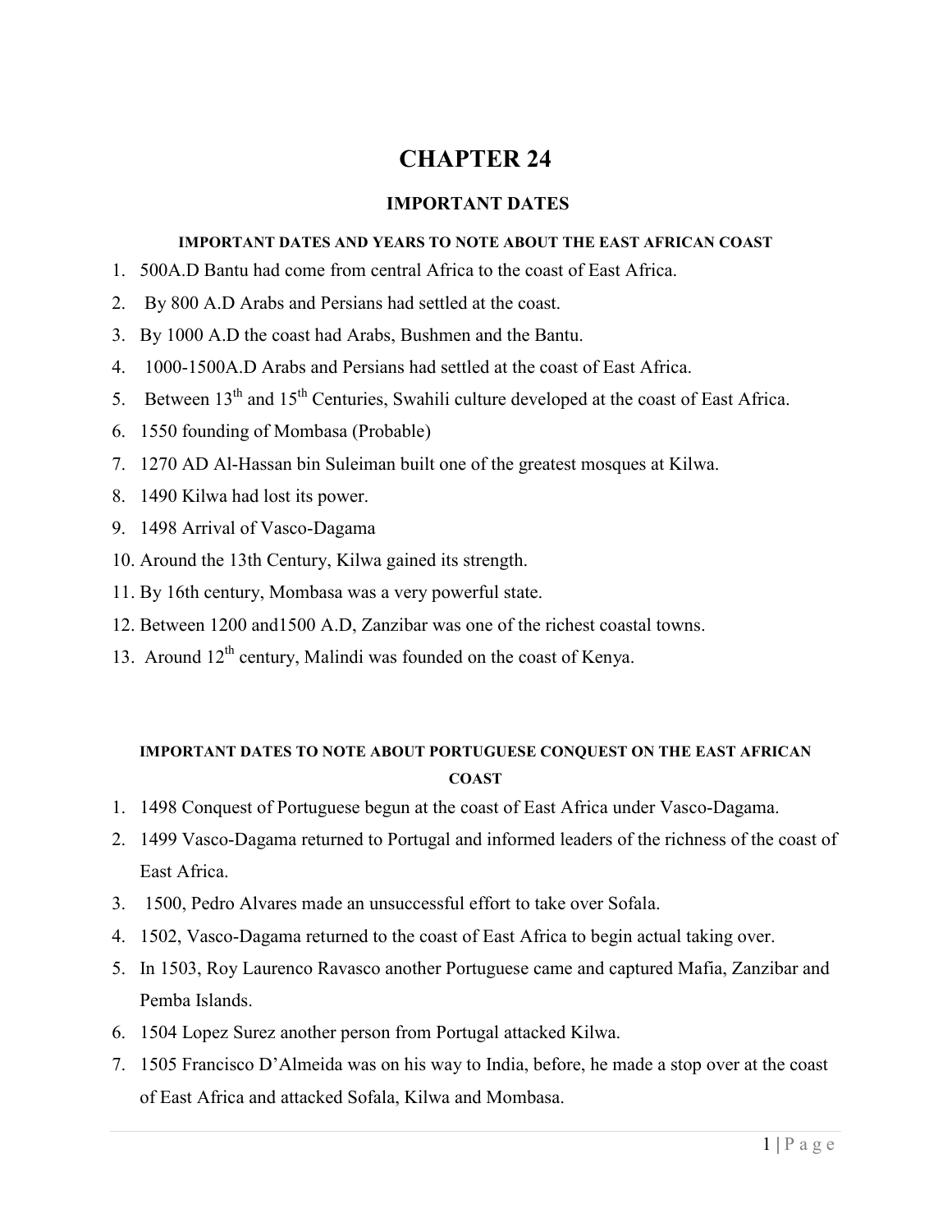# CHAPTER 24

## IMPORTANT DATES

### IMPORTANT DATES AND YEARS TO NOTE ABOUT THE EAST AFRICAN COAST

1. 500A.D Bantu had come from central Africa to the coast of East Africa.
2. By 800 A.D Arabs and Persians had settled at the coast.
3. By 1000 A.D the coast had Arabs, Bushmen and the Bantu.
4. 1000-1500A.D Arabs and Persians had settled at the coast of East Africa.
5. Between 13th and 15th Centuries, Swahili culture developed at the coast of East Africa.
6. 1550 founding of Mombasa (Probable)
7. 1270 AD Al-Hassan bin Suleiman built one of the greatest mosques at Kilwa.
8. 1490 Kilwa had lost its power.
9. 1498 Arrival of Vasco-Dagama
10. Around the 13th Century, Kilwa gained its strength.
11. By 16th century, Mombasa was a very powerful state.
12. Between 1200 and1500 A.D, Zanzibar was one of the richest coastal towns.
13. Around 12th century, Malindi was founded on the coast of Kenya.

### IMPORTANT DATES TO NOTE ABOUT PORTUGUESE CONQUEST ON THE EAST AFRICAN COAST

1. 1498 Conquest of Portuguese begun at the coast of East Africa under Vasco-Dagama.
2. 1499 Vasco-Dagama returned to Portugal and informed leaders of the richness of the coast of East Africa.
3. 1500, Pedro Alvares made an unsuccessful effort to take over Sofala.
4. 1502, Vasco-Dagama returned to the coast of East Africa to begin actual taking over.
5. In 1503, Roy Laurenco Ravasco another Portuguese came and captured Mafia, Zanzibar and Pemba Islands.
6. 1504 Lopez Surez another person from Portugal attacked Kilwa.
7. 1505 Francisco D'Almeida was on his way to India, before, he made a stop over at the coast of East Africa and attacked Sofala, Kilwa and Mombasa.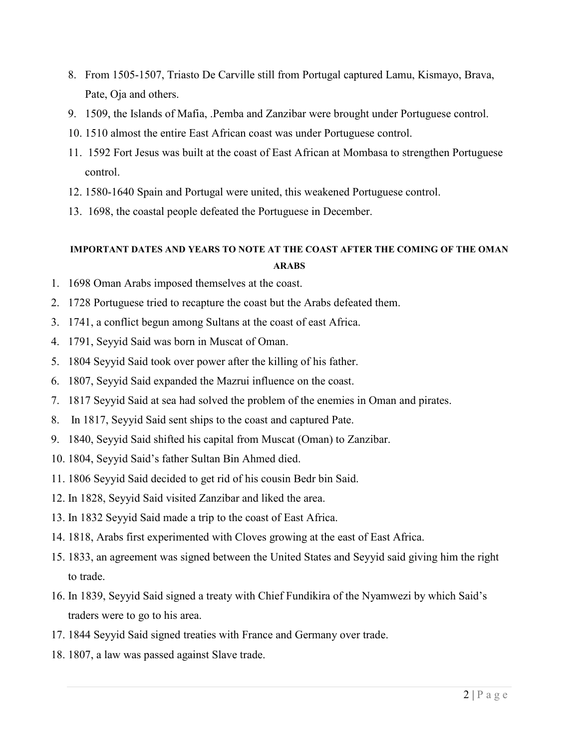8. From 1505-1507, Triasto De Carville still from Portugal captured Lamu, Kismayo, Brava, Pate, Oja and others.
9. 1509, the Islands of Mafia, .Pemba and Zanzibar were brought under Portuguese control.
10. 1510 almost the entire East African coast was under Portuguese control.
11. 1592 Fort Jesus was built at the coast of East African at Mombasa to strengthen Portuguese control.
12. 1580-1640 Spain and Portugal were united, this weakened Portuguese control.
13. 1698, the coastal people defeated the Portuguese in December.

#### IMPORTANT DATES AND YEARS TO NOTE AT THE COAST AFTER THE COMING OF THE OMAN ARABS

1. 1698 Oman Arabs imposed themselves at the coast.
2. 1728 Portuguese tried to recapture the coast but the Arabs defeated them.
3. 1741, a conflict begun among Sultans at the coast of east Africa.
4. 1791, Seyyid Said was born in Muscat of Oman.
5. 1804 Seyyid Said took over power after the killing of his father.
6. 1807, Seyyid Said expanded the Mazrui influence on the coast.
7. 1817 Seyyid Said at sea had solved the problem of the enemies in Oman and pirates.
8. In 1817, Seyyid Said sent ships to the coast and captured Pate.
9. 1840, Seyyid Said shifted his capital from Muscat (Oman) to Zanzibar.
10. 1804, Seyyid Said's father Sultan Bin Ahmed died.
11. 1806 Seyyid Said decided to get rid of his cousin Bedr bin Said.
12. In 1828, Seyyid Said visited Zanzibar and liked the area.
13. In 1832 Seyyid Said made a trip to the coast of East Africa.
14. 1818, Arabs first experimented with Cloves growing at the east of East Africa.
15. 1833, an agreement was signed between the United States and Seyyid said giving him the right to trade.
16. In 1839, Seyyid Said signed a treaty with Chief Fundikira of the Nyamwezi by which Said's traders were to go to his area.
17. 1844 Seyyid Said signed treaties with France and Germany over trade.
18. 1807, a law was passed against Slave trade.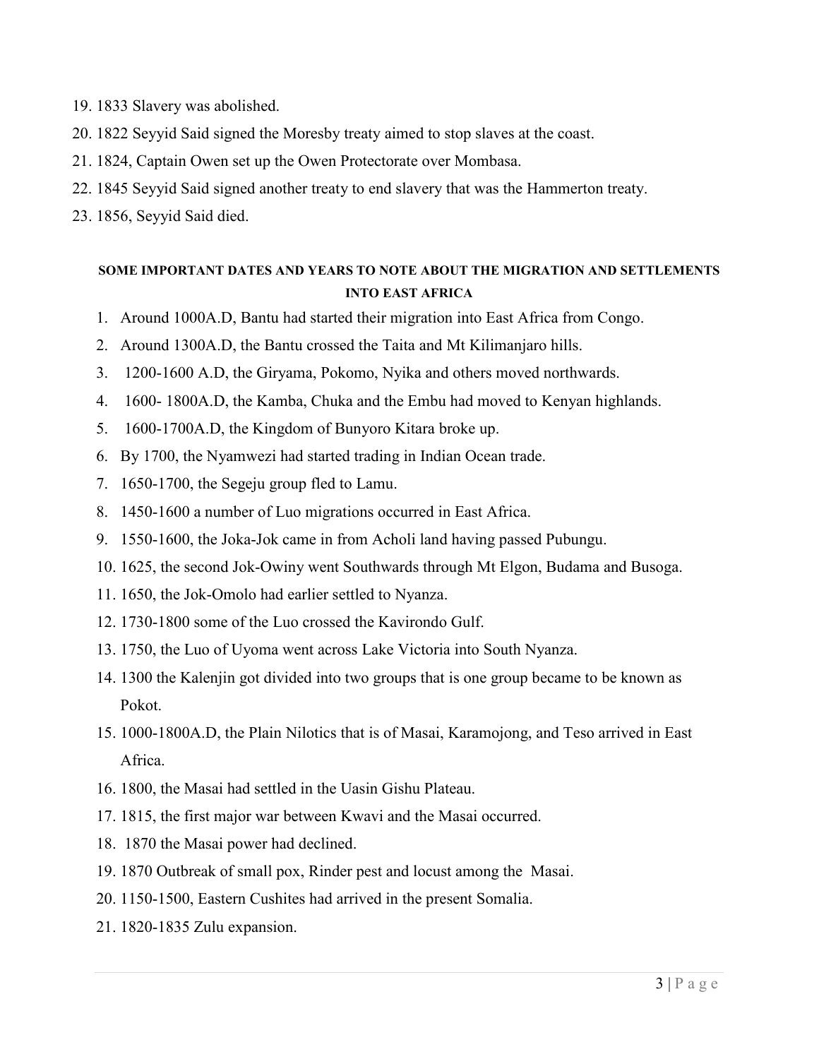19. 1833 Slavery was abolished.
20. 1822 Seyyid Said signed the Moresby treaty aimed to stop slaves at the coast.
21. 1824, Captain Owen set up the Owen Protectorate over Mombasa.
22. 1845 Seyyid Said signed another treaty to end slavery that was the Hammerton treaty.
23. 1856, Seyyid Said died.

**SOME IMPORTANT DATES AND YEARS TO NOTE ABOUT THE MIGRATION AND SETTLEMENTS INTO EAST AFRICA**

1. Around 1000A.D, Bantu had started their migration into East Africa from Congo.
2. Around 1300A.D, the Bantu crossed the Taita and Mt Kilimanjaro hills.
3. 1200-1600 A.D, the Giryama, Pokomo, Nyika and others moved northwards.
4. 1600- 1800A.D, the Kamba, Chuka and the Embu had moved to Kenyan highlands.
5. 1600-1700A.D, the Kingdom of Bunyoro Kitara broke up.
6. By 1700, the Nyamwezi had started trading in Indian Ocean trade.
7. 1650-1700, the Segeju group fled to Lamu.
8. 1450-1600 a number of Luo migrations occurred in East Africa.
9. 1550-1600, the Joka-Jok came in from Acholi land having passed Pubungu.
10. 1625, the second Jok-Owiny went Southwards through Mt Elgon, Budama and Busoga.
11. 1650, the Jok-Omolo had earlier settled to Nyanza.
12. 1730-1800 some of the Luo crossed the Kavirondo Gulf.
13. 1750, the Luo of Uyoma went across Lake Victoria into South Nyanza.
14. 1300 the Kalenjin got divided into two groups that is one group became to be known as Pokot.
15. 1000-1800A.D, the Plain Nilotics that is of Masai, Karamojong, and Teso arrived in East Africa.
16. 1800, the Masai had settled in the Uasin Gishu Plateau.
17. 1815, the first major war between Kwavi and the Masai occurred.
18. 1870 the Masai power had declined.
19. 1870 Outbreak of small pox, Rinder pest and locust among the Masai.
20. 1150-1500, Eastern Cushites had arrived in the present Somalia.
21. 1820-1835 Zulu expansion.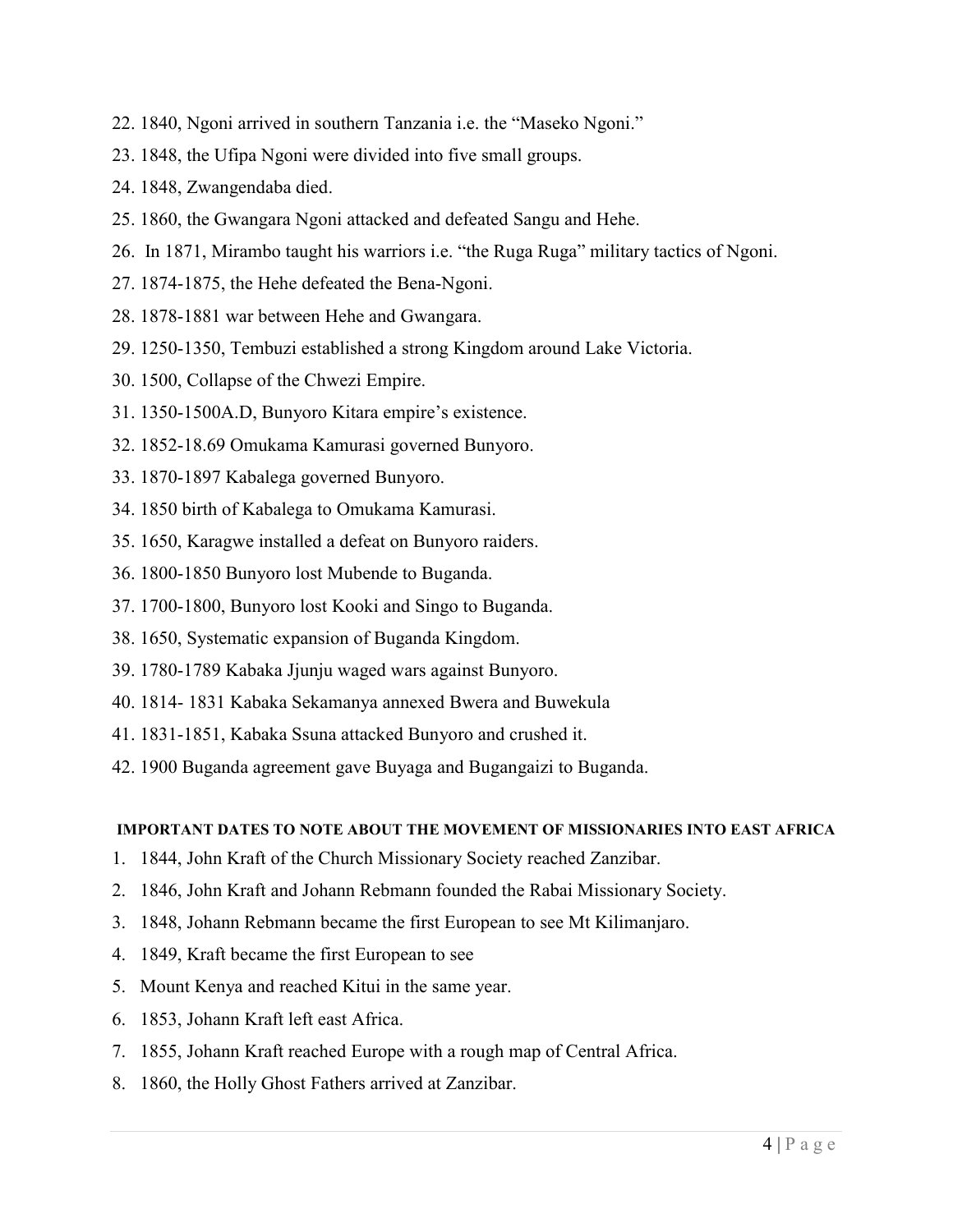22. 1840, Ngoni arrived in southern Tanzania i.e. the "Maseko Ngoni."
23. 1848, the Ufipa Ngoni were divided into five small groups.
24. 1848, Zwangendaba died.
25. 1860, the Gwangara Ngoni attacked and defeated Sangu and Hehe.
26. In 1871, Mirambo taught his warriors i.e. "the Ruga Ruga" military tactics of Ngoni.
27. 1874-1875, the Hehe defeated the Bena-Ngoni.
28. 1878-1881 war between Hehe and Gwangara.
29. 1250-1350, Tembuzi established a strong Kingdom around Lake Victoria.
30. 1500, Collapse of the Chwezi Empire.
31. 1350-1500A.D, Bunyoro Kitara empire's existence.
32. 1852-18.69 Omukama Kamurasi governed Bunyoro.
33. 1870-1897 Kabalega governed Bunyoro.
34. 1850 birth of Kabalega to Omukama Kamurasi.
35. 1650, Karagwe installed a defeat on Bunyoro raiders.
36. 1800-1850 Bunyoro lost Mubende to Buganda.
37. 1700-1800, Bunyoro lost Kooki and Singo to Buganda.
38. 1650, Systematic expansion of Buganda Kingdom.
39. 1780-1789 Kabaka Jjunju waged wars against Bunyoro.
40. 1814- 1831 Kabaka Sekamanya annexed Bwera and Buwekula
41. 1831-1851, Kabaka Ssuna attacked Bunyoro and crushed it.
42. 1900 Buganda agreement gave Buyaga and Bugangaizi to Buganda.

#### IMPORTANT DATES TO NOTE ABOUT THE MOVEMENT OF MISSIONARIES INTO EAST AFRICA

1. 1844, John Kraft of the Church Missionary Society reached Zanzibar.
2. 1846, John Kraft and Johann Rebmann founded the Rabai Missionary Society.
3. 1848, Johann Rebmann became the first European to see Mt Kilimanjaro.
4. 1849, Kraft became the first European to see
5. Mount Kenya and reached Kitui in the same year.
6. 1853, Johann Kraft left east Africa.
7. 1855, Johann Kraft reached Europe with a rough map of Central Africa.
8. 1860, the Holly Ghost Fathers arrived at Zanzibar.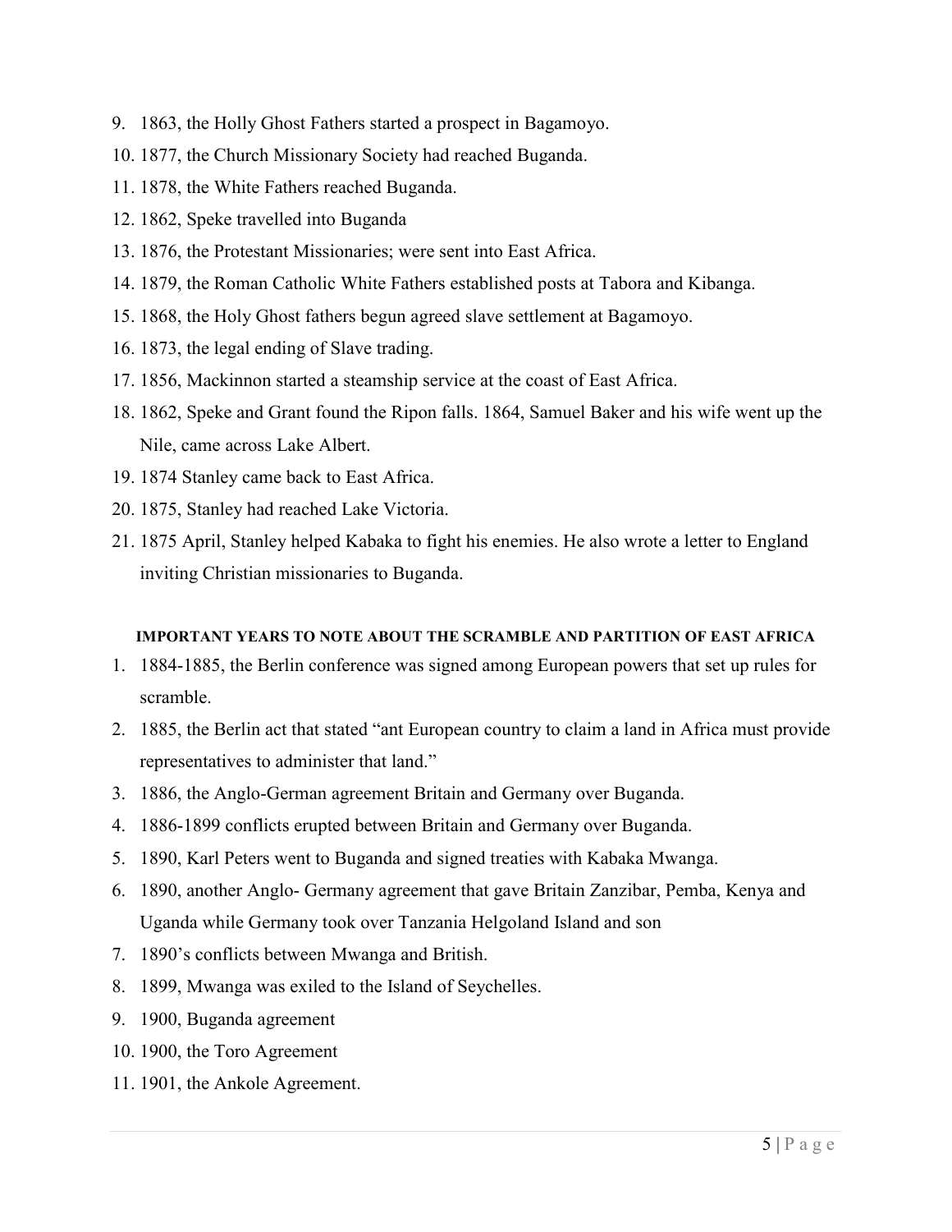9. 1863, the Holly Ghost Fathers started a prospect in Bagamoyo.
10. 1877, the Church Missionary Society had reached Buganda.
11. 1878, the White Fathers reached Buganda.
12. 1862, Speke travelled into Buganda
13. 1876, the Protestant Missionaries; were sent into East Africa.
14. 1879, the Roman Catholic White Fathers established posts at Tabora and Kibanga.
15. 1868, the Holy Ghost fathers begun agreed slave settlement at Bagamoyo.
16. 1873, the legal ending of Slave trading.
17. 1856, Mackinnon started a steamship service at the coast of East Africa.
18. 1862, Speke and Grant found the Ripon falls. 1864, Samuel Baker and his wife went up the Nile, came across Lake Albert.
19. 1874 Stanley came back to East Africa.
20. 1875, Stanley had reached Lake Victoria.
21. 1875 April, Stanley helped Kabaka to fight his enemies. He also wrote a letter to England inviting Christian missionaries to Buganda.

#### IMPORTANT YEARS TO NOTE ABOUT THE SCRAMBLE AND PARTITION OF EAST AFRICA

1. 1884-1885, the Berlin conference was signed among European powers that set up rules for scramble.
2. 1885, the Berlin act that stated "ant European country to claim a land in Africa must provide representatives to administer that land."
3. 1886, the Anglo-German agreement Britain and Germany over Buganda.
4. 1886-1899 conflicts erupted between Britain and Germany over Buganda.
5. 1890, Karl Peters went to Buganda and signed treaties with Kabaka Mwanga.
6. 1890, another Anglo- Germany agreement that gave Britain Zanzibar, Pemba, Kenya and Uganda while Germany took over Tanzania Helgoland Island and son
7. 1890's conflicts between Mwanga and British.
8. 1899, Mwanga was exiled to the Island of Seychelles.
9. 1900, Buganda agreement
10. 1900, the Toro Agreement
11. 1901, the Ankole Agreement.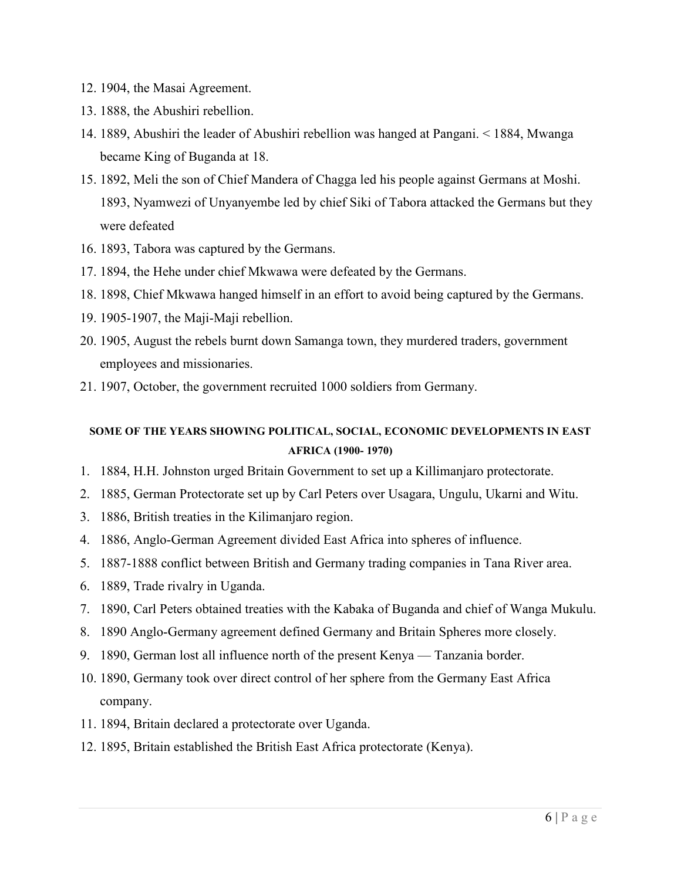12. 1904, the Masai Agreement.
13. 1888, the Abushiri rebellion.
14. 1889, Abushiri the leader of Abushiri rebellion was hanged at Pangani. < 1884, Mwanga became King of Buganda at 18.
15. 1892, Meli the son of Chief Mandera of Chagga led his people against Germans at Moshi. 1893, Nyamwezi of Unyanyembe led by chief Siki of Tabora attacked the Germans but they were defeated
16. 1893, Tabora was captured by the Germans.
17. 1894, the Hehe under chief Mkwawa were defeated by the Germans.
18. 1898, Chief Mkwawa hanged himself in an effort to avoid being captured by the Germans.
19. 1905-1907, the Maji-Maji rebellion.
20. 1905, August the rebels burnt down Samanga town, they murdered traders, government employees and missionaries.
21. 1907, October, the government recruited 1000 soldiers from Germany.

**SOME OF THE YEARS SHOWING POLITICAL, SOCIAL, ECONOMIC DEVELOPMENTS IN EAST AFRICA (1900- 1970)**

1. 1884, H.H. Johnston urged Britain Government to set up a Killimanjaro protectorate.
2. 1885, German Protectorate set up by Carl Peters over Usagara, Ungulu, Ukarni and Witu.
3. 1886, British treaties in the Kilimanjaro region.
4. 1886, Anglo-German Agreement divided East Africa into spheres of influence.
5. 1887-1888 conflict between British and Germany trading companies in Tana River area.
6. 1889, Trade rivalry in Uganda.
7. 1890, Carl Peters obtained treaties with the Kabaka of Buganda and chief of Wanga Mukulu.
8. 1890 Anglo-Germany agreement defined Germany and Britain Spheres more closely.
9. 1890, German lost all influence north of the present Kenya — Tanzania border.
10. 1890, Germany took over direct control of her sphere from the Germany East Africa company.
11. 1894, Britain declared a protectorate over Uganda.
12. 1895, Britain established the British East Africa protectorate (Kenya).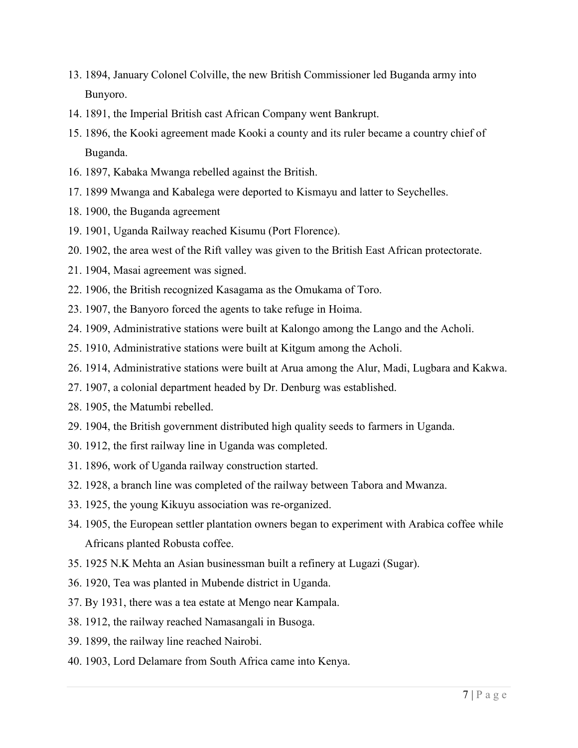13. 1894, January Colonel Colville, the new British Commissioner led Buganda army into Bunyoro.
14. 1891, the Imperial British cast African Company went Bankrupt.
15. 1896, the Kooki agreement made Kooki a county and its ruler became a country chief of Buganda.
16. 1897, Kabaka Mwanga rebelled against the British.
17. 1899 Mwanga and Kabalega were deported to Kismayu and latter to Seychelles.
18. 1900, the Buganda agreement
19. 1901, Uganda Railway reached Kisumu (Port Florence).
20. 1902, the area west of the Rift valley was given to the British East African protectorate.
21. 1904, Masai agreement was signed.
22. 1906, the British recognized Kasagama as the Omukama of Toro.
23. 1907, the Banyoro forced the agents to take refuge in Hoima.
24. 1909, Administrative stations were built at Kalongo among the Lango and the Acholi.
25. 1910, Administrative stations were built at Kitgum among the Acholi.
26. 1914, Administrative stations were built at Arua among the Alur, Madi, Lugbara and Kakwa.
27. 1907, a colonial department headed by Dr. Denburg was established.
28. 1905, the Matumbi rebelled.
29. 1904, the British government distributed high quality seeds to farmers in Uganda.
30. 1912, the first railway line in Uganda was completed.
31. 1896, work of Uganda railway construction started.
32. 1928, a branch line was completed of the railway between Tabora and Mwanza.
33. 1925, the young Kikuyu association was re-organized.
34. 1905, the European settler plantation owners began to experiment with Arabica coffee while Africans planted Robusta coffee.
35. 1925 N.K Mehta an Asian businessman built a refinery at Lugazi (Sugar).
36. 1920, Tea was planted in Mubende district in Uganda.
37. By 1931, there was a tea estate at Mengo near Kampala.
38. 1912, the railway reached Namasangali in Busoga.
39. 1899, the railway line reached Nairobi.
40. 1903, Lord Delamare from South Africa came into Kenya.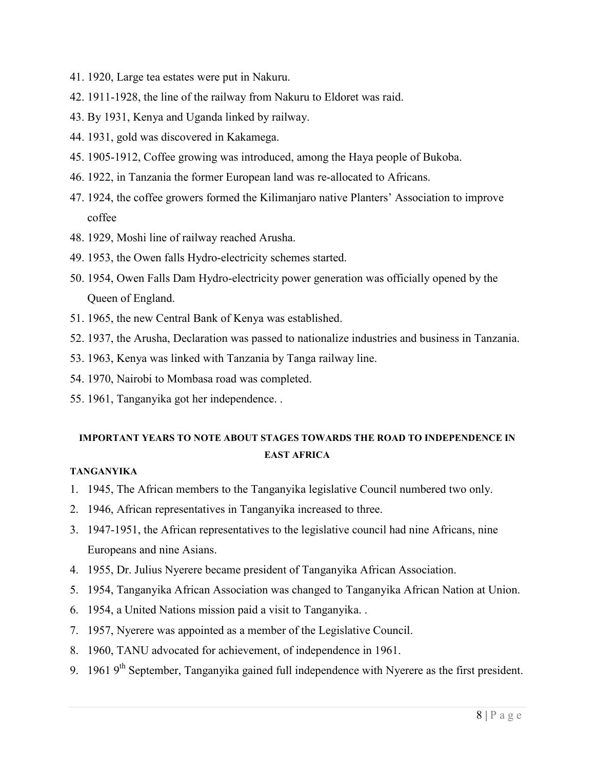41. 1920, Large tea estates were put in Nakuru.
42. 1911-1928, the line of the railway from Nakuru to Eldoret was raid.
43. By 1931, Kenya and Uganda linked by railway.
44. 1931, gold was discovered in Kakamega.
45. 1905-1912, Coffee growing was introduced, among the Haya people of Bukoba.
46. 1922, in Tanzania the former European land was re-allocated to Africans.
47. 1924, the coffee growers formed the Kilimanjaro native Planters' Association to improve coffee
48. 1929, Moshi line of railway reached Arusha.
49. 1953, the Owen falls Hydro-electricity schemes started.
50. 1954, Owen Falls Dam Hydro-electricity power generation was officially opened by the Queen of England.
51. 1965, the new Central Bank of Kenya was established.
52. 1937, the Arusha, Declaration was passed to nationalize industries and business in Tanzania.
53. 1963, Kenya was linked with Tanzania by Tanga railway line.
54. 1970, Nairobi to Mombasa road was completed.
55. 1961, Tanganyika got her independence. .

**IMPORTANT YEARS TO NOTE ABOUT STAGES TOWARDS THE ROAD TO INDEPENDENCE IN EAST AFRICA**

**TANGANYIKA**

1. 1945, The African members to the Tanganyika legislative Council numbered two only.
2. 1946, African representatives in Tanganyika increased to three.
3. 1947-1951, the African representatives to the legislative council had nine Africans, nine Europeans and nine Asians.
4. 1955, Dr. Julius Nyerere became president of Tanganyika African Association.
5. 1954, Tanganyika African Association was changed to Tanganyika African Nation at Union.
6. 1954, a United Nations mission paid a visit to Tanganyika. .
7. 1957, Nyerere was appointed as a member of the Legislative Council.
8. 1960, TANU advocated for achievement, of independence in 1961.
9. 1961 9th September, Tanganyika gained full independence with Nyerere as the first president.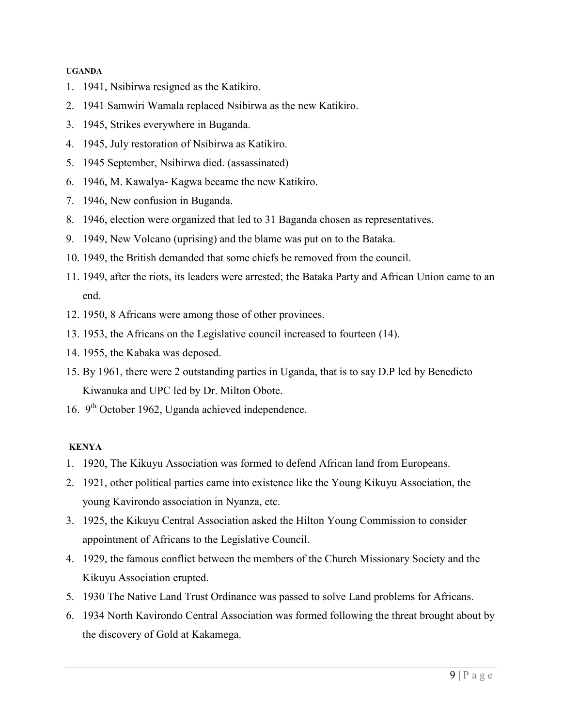**UGANDA**

1. 1941, Nsibirwa resigned as the Katikiro.
2. 1941 Samwiri Wamala replaced Nsibirwa as the new Katikiro.
3. 1945, Strikes everywhere in Buganda.
4. 1945, July restoration of Nsibirwa as Katikiro.
5. 1945 September, Nsibirwa died. (assassinated)
6. 1946, M. Kawalya- Kagwa became the new Katikiro.
7. 1946, New confusion in Buganda.
8. 1946, election were organized that led to 31 Baganda chosen as representatives.
9. 1949, New Volcano (uprising) and the blame was put on to the Bataka.
10. 1949, the British demanded that some chiefs be removed from the council.
11. 1949, after the riots, its leaders were arrested; the Bataka Party and African Union came to an end.
12. 1950, 8 Africans were among those of other provinces.
13. 1953, the Africans on the Legislative council increased to fourteen (14).
14. 1955, the Kabaka was deposed.
15. By 1961, there were 2 outstanding parties in Uganda, that is to say D.P led by Benedicto Kiwanuka and UPC led by Dr. Milton Obote.
16. 9th October 1962, Uganda achieved independence.

**KENYA**

1. 1920, The Kikuyu Association was formed to defend African land from Europeans.
2. 1921, other political parties came into existence like the Young Kikuyu Association, the young Kavirondo association in Nyanza, etc.
3. 1925, the Kikuyu Central Association asked the Hilton Young Commission to consider appointment of Africans to the Legislative Council.
4. 1929, the famous conflict between the members of the Church Missionary Society and the Kikuyu Association erupted.
5. 1930 The Native Land Trust Ordinance was passed to solve Land problems for Africans.
6. 1934 North Kavirondo Central Association was formed following the threat brought about by the discovery of Gold at Kakamega.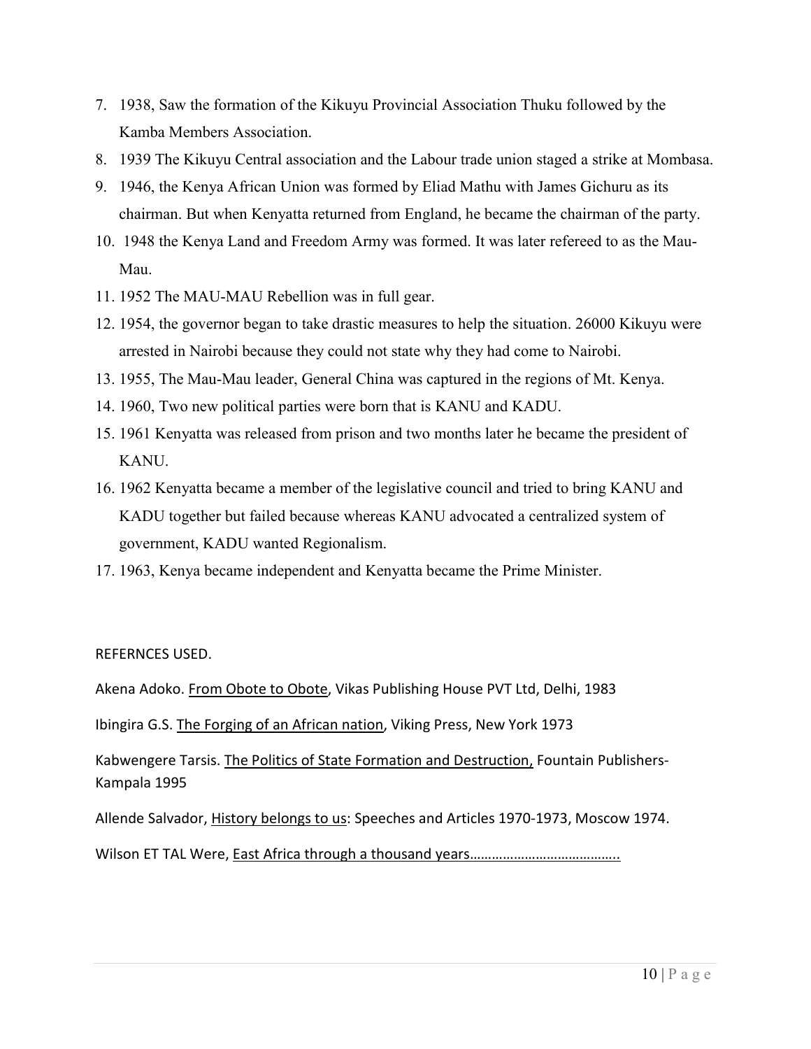7. 1938, Saw the formation of the Kikuyu Provincial Association Thuku followed by the Kamba Members Association.
8. 1939 The Kikuyu Central association and the Labour trade union staged a strike at Mombasa.
9. 1946, the Kenya African Union was formed by Eliad Mathu with James Gichuru as its chairman. But when Kenyatta returned from England, he became the chairman of the party.
10. 1948 the Kenya Land and Freedom Army was formed. It was later refereed to as the Mau-Mau.
11. 1952 The MAU-MAU Rebellion was in full gear.
12. 1954, the governor began to take drastic measures to help the situation. 26000 Kikuyu were arrested in Nairobi because they could not state why they had come to Nairobi.
13. 1955, The Mau-Mau leader, General China was captured in the regions of Mt. Kenya.
14. 1960, Two new political parties were born that is KANU and KADU.
15. 1961 Kenyatta was released from prison and two months later he became the president of KANU.
16. 1962 Kenyatta became a member of the legislative council and tried to bring KANU and KADU together but failed because whereas KANU advocated a centralized system of government, KADU wanted Regionalism.
17. 1963, Kenya became independent and Kenyatta became the Prime Minister.

REFERNCES USED.

Akena Adoko. From Obote to Obote, Vikas Publishing House PVT Ltd, Delhi, 1983

Ibingira G.S. The Forging of an African nation, Viking Press, New York 1973

Kabwengere Tarsis. The Politics of State Formation and Destruction, Fountain Publishers-Kampala 1995

Allende Salvador, History belongs to us: Speeches and Articles 1970-1973, Moscow 1974.

Wilson ET TAL Were, East Africa through a thousand years…………………………………..